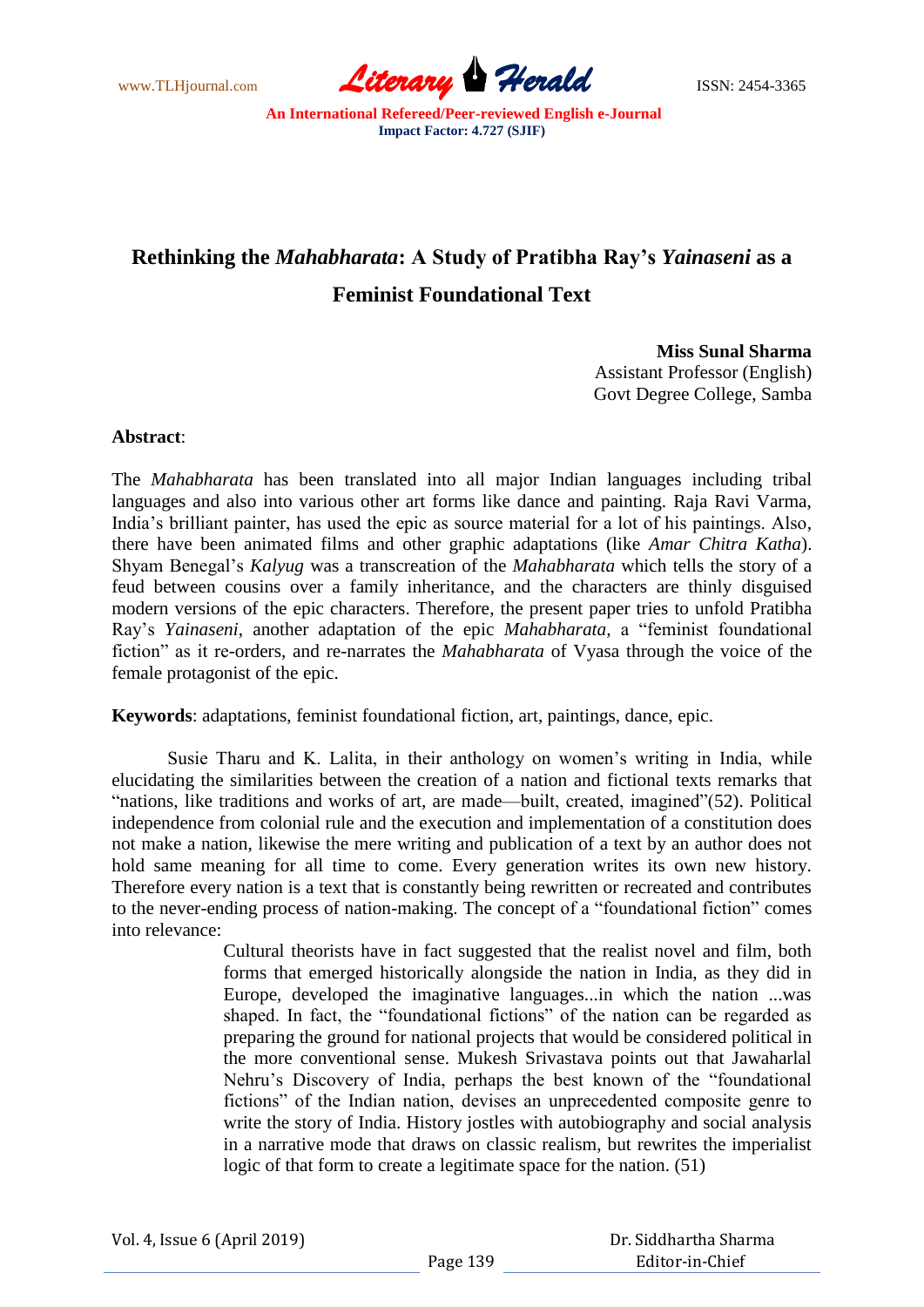# Rethinking the *Mahabharata*: A Study of Pratibha Ray's *Yainaseni* as a Feminist Foundational Text

**Miss Sunal Sharma**
Assistant Professor (English)
Govt Degree College, Samba

**Abstract**:

The *Mahabharata* has been translated into all major Indian languages including tribal languages and also into various other art forms like dance and painting. Raja Ravi Varma, India's brilliant painter, has used the epic as source material for a lot of his paintings. Also, there have been animated films and other graphic adaptations (like *Amar Chitra Katha*). Shyam Benegal's *Kalyug* was a transcreation of the *Mahabharata* which tells the story of a feud between cousins over a family inheritance, and the characters are thinly disguised modern versions of the epic characters. Therefore, the present paper tries to unfold Pratibha Ray's *Yainaseni*, another adaptation of the epic *Mahabharata*, a "feminist foundational fiction" as it re-orders, and re-narrates the *Mahabharata* of Vyasa through the voice of the female protagonist of the epic.

**Keywords**: adaptations, feminist foundational fiction, art, paintings, dance, epic.

Susie Tharu and K. Lalita, in their anthology on women's writing in India, while elucidating the similarities between the creation of a nation and fictional texts remarks that "nations, like traditions and works of art, are made—built, created, imagined"(52). Political independence from colonial rule and the execution and implementation of a constitution does not make a nation, likewise the mere writing and publication of a text by an author does not hold same meaning for all time to come. Every generation writes its own new history. Therefore every nation is a text that is constantly being rewritten or recreated and contributes to the never-ending process of nation-making. The concept of a "foundational fiction" comes into relevance:

> Cultural theorists have in fact suggested that the realist novel and film, both forms that emerged historically alongside the nation in India, as they did in Europe, developed the imaginative languages...in which the nation ...was shaped. In fact, the "foundational fictions" of the nation can be regarded as preparing the ground for national projects that would be considered political in the more conventional sense. Mukesh Srivastava points out that Jawaharlal Nehru's Discovery of India, perhaps the best known of the "foundational fictions" of the Indian nation, devises an unprecedented composite genre to write the story of India. History jostles with autobiography and social analysis in a narrative mode that draws on classic realism, but rewrites the imperialist logic of that form to create a legitimate space for the nation. (51)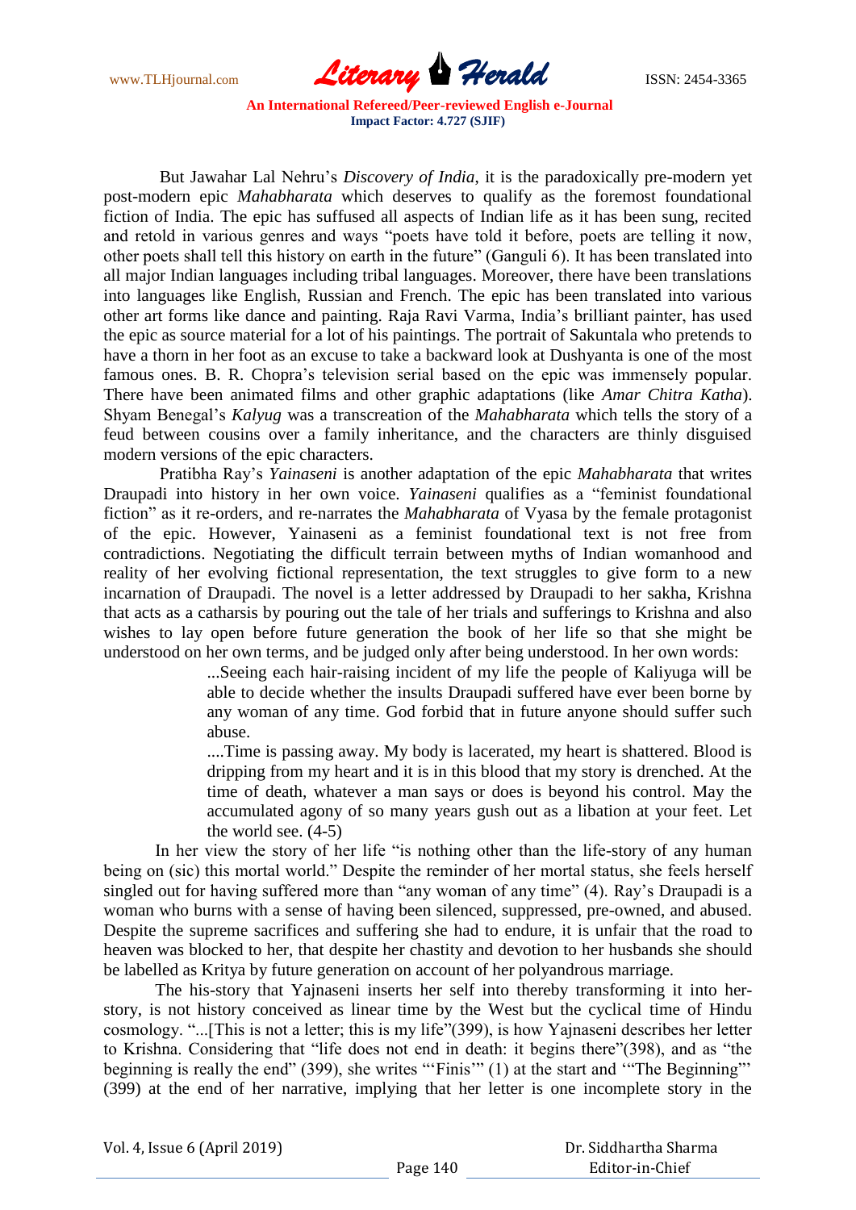But Jawahar Lal Nehru's *Discovery of India*, it is the paradoxically pre-modern yet post-modern epic *Mahabharata* which deserves to qualify as the foremost foundational fiction of India. The epic has suffused all aspects of Indian life as it has been sung, recited and retold in various genres and ways "poets have told it before, poets are telling it now, other poets shall tell this history on earth in the future" (Ganguli 6). It has been translated into all major Indian languages including tribal languages. Moreover, there have been translations into languages like English, Russian and French. The epic has been translated into various other art forms like dance and painting. Raja Ravi Varma, India's brilliant painter, has used the epic as source material for a lot of his paintings. The portrait of Sakuntala who pretends to have a thorn in her foot as an excuse to take a backward look at Dushyanta is one of the most famous ones. B. R. Chopra's television serial based on the epic was immensely popular. There have been animated films and other graphic adaptations (like *Amar Chitra Katha*). Shyam Benegal's *Kalyug* was a transcreation of the *Mahabharata* which tells the story of a feud between cousins over a family inheritance, and the characters are thinly disguised modern versions of the epic characters.

Pratibha Ray's *Yainaseni* is another adaptation of the epic *Mahabharata* that writes Draupadi into history in her own voice. *Yainaseni* qualifies as a "feminist foundational fiction" as it re-orders, and re-narrates the *Mahabharata* of Vyasa by the female protagonist of the epic. However, Yainaseni as a feminist foundational text is not free from contradictions. Negotiating the difficult terrain between myths of Indian womanhood and reality of her evolving fictional representation, the text struggles to give form to a new incarnation of Draupadi. The novel is a letter addressed by Draupadi to her sakha, Krishna that acts as a catharsis by pouring out the tale of her trials and sufferings to Krishna and also wishes to lay open before future generation the book of her life so that she might be understood on her own terms, and be judged only after being understood. In her own words:

> ...Seeing each hair-raising incident of my life the people of Kaliyuga will be able to decide whether the insults Draupadi suffered have ever been borne by any woman of any time. God forbid that in future anyone should suffer such abuse.
>
> ....Time is passing away. My body is lacerated, my heart is shattered. Blood is dripping from my heart and it is in this blood that my story is drenched. At the time of death, whatever a man says or does is beyond his control. May the accumulated agony of so many years gush out as a libation at your feet. Let the world see. (4-5)

In her view the story of her life "is nothing other than the life-story of any human being on (sic) this mortal world." Despite the reminder of her mortal status, she feels herself singled out for having suffered more than "any woman of any time" (4). Ray's Draupadi is a woman who burns with a sense of having been silenced, suppressed, pre-owned, and abused. Despite the supreme sacrifices and suffering she had to endure, it is unfair that the road to heaven was blocked to her, that despite her chastity and devotion to her husbands she should be labelled as Kritya by future generation on account of her polyandrous marriage.

The his-story that Yajnaseni inserts her self into thereby transforming it into her-story, is not history conceived as linear time by the West but the cyclical time of Hindu cosmology. "...[This is not a letter; this is my life"(399), is how Yajnaseni describes her letter to Krishna. Considering that "life does not end in death: it begins there"(398), and as "the beginning is really the end" (399), she writes "'Finis'" (1) at the start and '"The Beginning"' (399) at the end of her narrative, implying that her letter is one incomplete story in the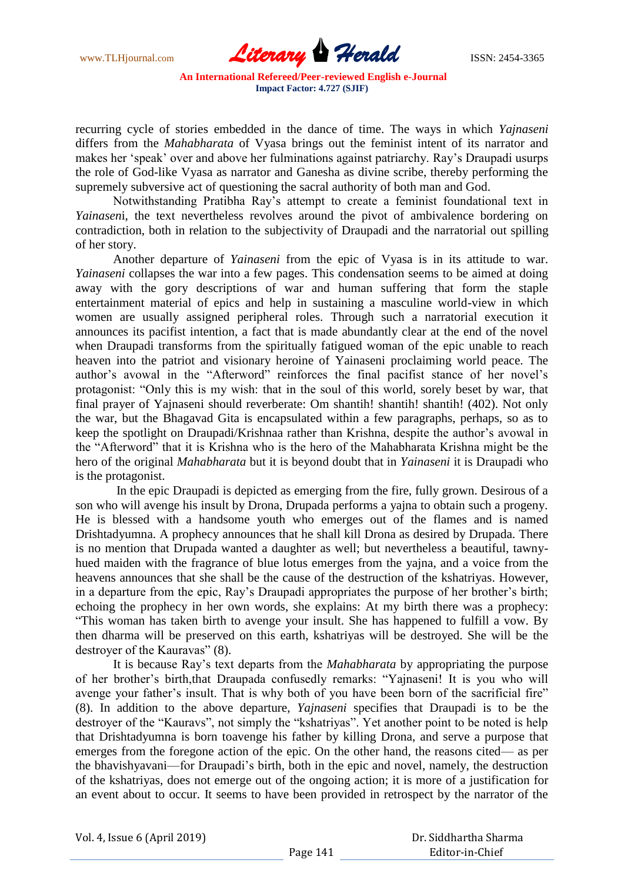recurring cycle of stories embedded in the dance of time. The ways in which *Yajnaseni* differs from the *Mahabharata* of Vyasa brings out the feminist intent of its narrator and makes her 'speak' over and above her fulminations against patriarchy. Ray's Draupadi usurps the role of God-like Vyasa as narrator and Ganesha as divine scribe, thereby performing the supremely subversive act of questioning the sacral authority of both man and God.

Notwithstanding Pratibha Ray's attempt to create a feminist foundational text in *Yainaseni*, the text nevertheless revolves around the pivot of ambivalence bordering on contradiction, both in relation to the subjectivity of Draupadi and the narratorial out spilling of her story.

Another departure of *Yainaseni* from the epic of Vyasa is in its attitude to war. *Yainaseni* collapses the war into a few pages. This condensation seems to be aimed at doing away with the gory descriptions of war and human suffering that form the staple entertainment material of epics and help in sustaining a masculine world-view in which women are usually assigned peripheral roles. Through such a narratorial execution it announces its pacifist intention, a fact that is made abundantly clear at the end of the novel when Draupadi transforms from the spiritually fatigued woman of the epic unable to reach heaven into the patriot and visionary heroine of Yainaseni proclaiming world peace. The author's avowal in the "Afterword" reinforces the final pacifist stance of her novel's protagonist: "Only this is my wish: that in the soul of this world, sorely beset by war, that final prayer of Yajnaseni should reverberate: Om shantih! shantih! shantih! (402). Not only the war, but the Bhagavad Gita is encapsulated within a few paragraphs, perhaps, so as to keep the spotlight on Draupadi/Krishnaa rather than Krishna, despite the author's avowal in the "Afterword" that it is Krishna who is the hero of the Mahabharata Krishna might be the hero of the original *Mahabharata* but it is beyond doubt that in *Yainaseni* it is Draupadi who is the protagonist.

In the epic Draupadi is depicted as emerging from the fire, fully grown. Desirous of a son who will avenge his insult by Drona, Drupada performs a yajna to obtain such a progeny. He is blessed with a handsome youth who emerges out of the flames and is named Drishtadyumna. A prophecy announces that he shall kill Drona as desired by Drupada. There is no mention that Drupada wanted a daughter as well; but nevertheless a beautiful, tawny-hued maiden with the fragrance of blue lotus emerges from the yajna, and a voice from the heavens announces that she shall be the cause of the destruction of the kshatriyas. However, in a departure from the epic, Ray's Draupadi appropriates the purpose of her brother's birth; echoing the prophecy in her own words, she explains: At my birth there was a prophecy: "This woman has taken birth to avenge your insult. She has happened to fulfill a vow. By then dharma will be preserved on this earth, kshatriyas will be destroyed. She will be the destroyer of the Kauravas" (8).

It is because Ray's text departs from the *Mahabharata* by appropriating the purpose of her brother's birth,that Draupada confusedly remarks: "Yajnaseni! It is you who will avenge your father's insult. That is why both of you have been born of the sacrificial fire" (8). In addition to the above departure, *Yajnaseni* specifies that Draupadi is to be the destroyer of the "Kauravs", not simply the "kshatriyas". Yet another point to be noted is help that Drishtadyumna is born toavenge his father by killing Drona, and serve a purpose that emerges from the foregone action of the epic. On the other hand, the reasons cited— as per the bhavishyavani—for Draupadi's birth, both in the epic and novel, namely, the destruction of the kshatriyas, does not emerge out of the ongoing action; it is more of a justification for an event about to occur. It seems to have been provided in retrospect by the narrator of the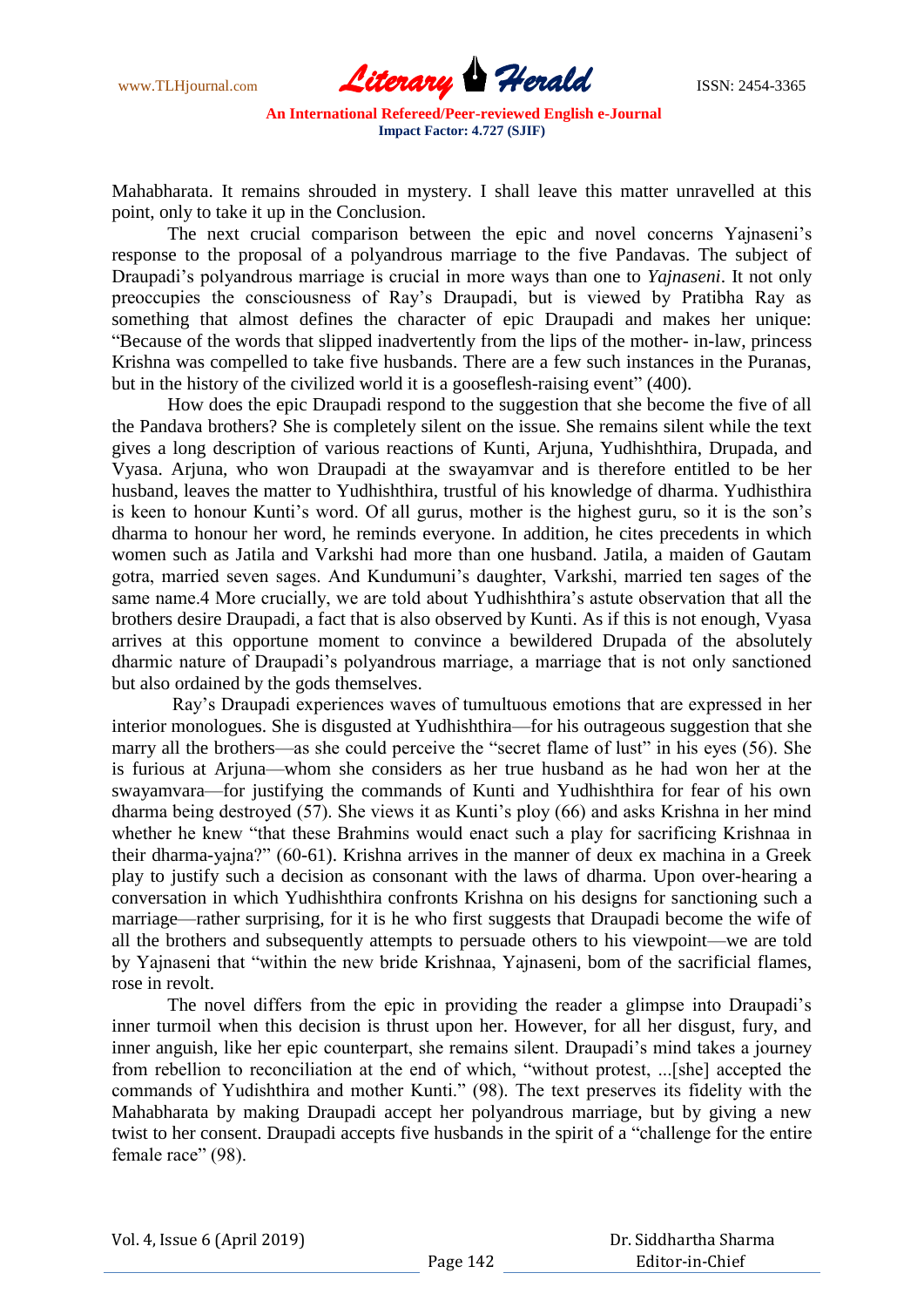Mahabharata. It remains shrouded in mystery. I shall leave this matter unravelled at this point, only to take it up in the Conclusion.

The next crucial comparison between the epic and novel concerns Yajnaseni's response to the proposal of a polyandrous marriage to the five Pandavas. The subject of Draupadi's polyandrous marriage is crucial in more ways than one to *Yajnaseni*. It not only preoccupies the consciousness of Ray's Draupadi, but is viewed by Pratibha Ray as something that almost defines the character of epic Draupadi and makes her unique: "Because of the words that slipped inadvertently from the lips of the mother- in-law, princess Krishna was compelled to take five husbands. There are a few such instances in the Puranas, but in the history of the civilized world it is a gooseflesh-raising event" (400).

How does the epic Draupadi respond to the suggestion that she become the five of all the Pandava brothers? She is completely silent on the issue. She remains silent while the text gives a long description of various reactions of Kunti, Arjuna, Yudhishthira, Drupada, and Vyasa. Arjuna, who won Draupadi at the swayamvar and is therefore entitled to be her husband, leaves the matter to Yudhishthira, trustful of his knowledge of dharma. Yudhisthira is keen to honour Kunti's word. Of all gurus, mother is the highest guru, so it is the son's dharma to honour her word, he reminds everyone. In addition, he cites precedents in which women such as Jatila and Varkshi had more than one husband. Jatila, a maiden of Gautam gotra, married seven sages. And Kundumuni's daughter, Varkshi, married ten sages of the same name.4 More crucially, we are told about Yudhishthira's astute observation that all the brothers desire Draupadi, a fact that is also observed by Kunti. As if this is not enough, Vyasa arrives at this opportune moment to convince a bewildered Drupada of the absolutely dharmic nature of Draupadi's polyandrous marriage, a marriage that is not only sanctioned but also ordained by the gods themselves.

Ray's Draupadi experiences waves of tumultuous emotions that are expressed in her interior monologues. She is disgusted at Yudhishthira—for his outrageous suggestion that she marry all the brothers—as she could perceive the "secret flame of lust" in his eyes (56). She is furious at Arjuna—whom she considers as her true husband as he had won her at the swayamvara—for justifying the commands of Kunti and Yudhishthira for fear of his own dharma being destroyed (57). She views it as Kunti's ploy (66) and asks Krishna in her mind whether he knew "that these Brahmins would enact such a play for sacrificing Krishnaa in their dharma-yajna?" (60-61). Krishna arrives in the manner of deux ex machina in a Greek play to justify such a decision as consonant with the laws of dharma. Upon over-hearing a conversation in which Yudhishthira confronts Krishna on his designs for sanctioning such a marriage—rather surprising, for it is he who first suggests that Draupadi become the wife of all the brothers and subsequently attempts to persuade others to his viewpoint—we are told by Yajnaseni that "within the new bride Krishnaa, Yajnaseni, bom of the sacrificial flames, rose in revolt.

The novel differs from the epic in providing the reader a glimpse into Draupadi's inner turmoil when this decision is thrust upon her. However, for all her disgust, fury, and inner anguish, like her epic counterpart, she remains silent. Draupadi's mind takes a journey from rebellion to reconciliation at the end of which, "without protest, ...[she] accepted the commands of Yudishthira and mother Kunti." (98). The text preserves its fidelity with the Mahabharata by making Draupadi accept her polyandrous marriage, but by giving a new twist to her consent. Draupadi accepts five husbands in the spirit of a "challenge for the entire female race" (98).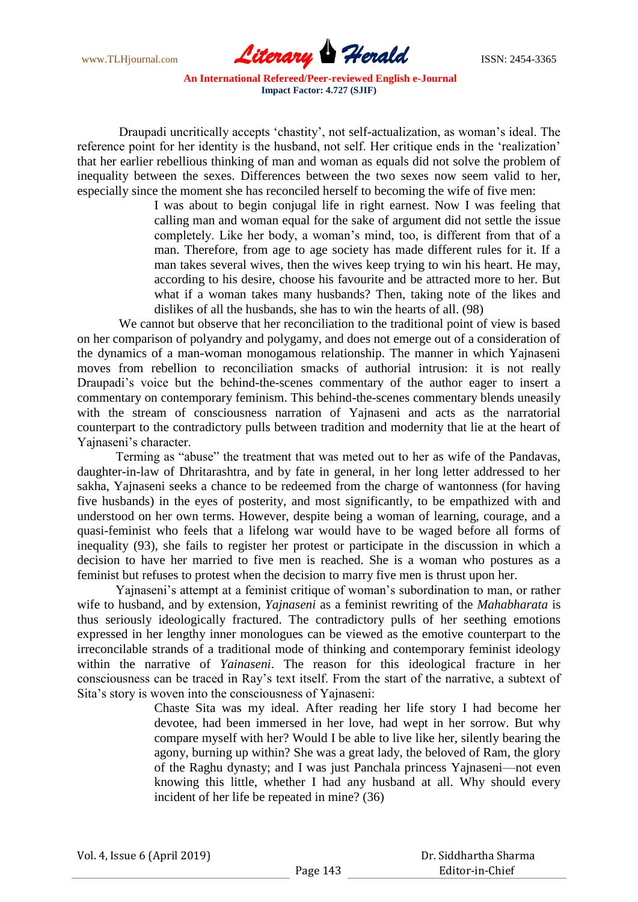Draupadi uncritically accepts 'chastity', not self-actualization, as woman's ideal. The reference point for her identity is the husband, not self. Her critique ends in the 'realization' that her earlier rebellious thinking of man and woman as equals did not solve the problem of inequality between the sexes. Differences between the two sexes now seem valid to her, especially since the moment she has reconciled herself to becoming the wife of five men:

> I was about to begin conjugal life in right earnest. Now I was feeling that calling man and woman equal for the sake of argument did not settle the issue completely. Like her body, a woman's mind, too, is different from that of a man. Therefore, from age to age society has made different rules for it. If a man takes several wives, then the wives keep trying to win his heart. He may, according to his desire, choose his favourite and be attracted more to her. But what if a woman takes many husbands? Then, taking note of the likes and dislikes of all the husbands, she has to win the hearts of all. (98)

We cannot but observe that her reconciliation to the traditional point of view is based on her comparison of polyandry and polygamy, and does not emerge out of a consideration of the dynamics of a man-woman monogamous relationship. The manner in which Yajnaseni moves from rebellion to reconciliation smacks of authorial intrusion: it is not really Draupadi's voice but the behind-the-scenes commentary of the author eager to insert a commentary on contemporary feminism. This behind-the-scenes commentary blends uneasily with the stream of consciousness narration of Yajnaseni and acts as the narratorial counterpart to the contradictory pulls between tradition and modernity that lie at the heart of Yajnaseni's character.

Terming as "abuse" the treatment that was meted out to her as wife of the Pandavas, daughter-in-law of Dhritarashtra, and by fate in general, in her long letter addressed to her sakha, Yajnaseni seeks a chance to be redeemed from the charge of wantonness (for having five husbands) in the eyes of posterity, and most significantly, to be empathized with and understood on her own terms. However, despite being a woman of learning, courage, and a quasi-feminist who feels that a lifelong war would have to be waged before all forms of inequality (93), she fails to register her protest or participate in the discussion in which a decision to have her married to five men is reached. She is a woman who postures as a feminist but refuses to protest when the decision to marry five men is thrust upon her.

Yajnaseni's attempt at a feminist critique of woman's subordination to man, or rather wife to husband, and by extension, *Yajnaseni* as a feminist rewriting of the *Mahabharata* is thus seriously ideologically fractured. The contradictory pulls of her seething emotions expressed in her lengthy inner monologues can be viewed as the emotive counterpart to the irreconcilable strands of a traditional mode of thinking and contemporary feminist ideology within the narrative of *Yainaseni*. The reason for this ideological fracture in her consciousness can be traced in Ray's text itself. From the start of the narrative, a subtext of Sita's story is woven into the consciousness of Yajnaseni:

> Chaste Sita was my ideal. After reading her life story I had become her devotee, had been immersed in her love, had wept in her sorrow. But why compare myself with her? Would I be able to live like her, silently bearing the agony, burning up within? She was a great lady, the beloved of Ram, the glory of the Raghu dynasty; and I was just Panchala princess Yajnaseni—not even knowing this little, whether I had any husband at all. Why should every incident of her life be repeated in mine? (36)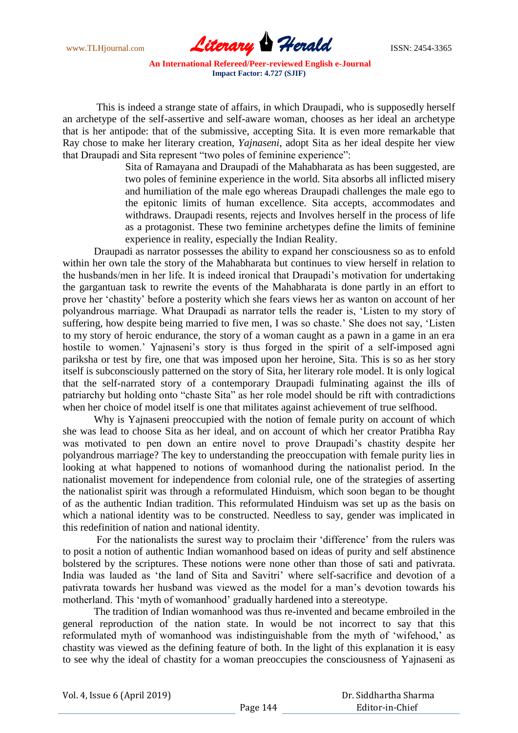This is indeed a strange state of affairs, in which Draupadi, who is supposedly herself an archetype of the self-assertive and self-aware woman, chooses as her ideal an archetype that is her antipode: that of the submissive, accepting Sita. It is even more remarkable that Ray chose to make her literary creation, *Yajnaseni*, adopt Sita as her ideal despite her view that Draupadi and Sita represent "two poles of feminine experience":

> Sita of Ramayana and Draupadi of the Mahabharata as has been suggested, are two poles of feminine experience in the world. Sita absorbs all inflicted misery and humiliation of the male ego whereas Draupadi challenges the male ego to the epitonic limits of human excellence. Sita accepts, accommodates and withdraws. Draupadi resents, rejects and Involves herself in the process of life as a protagonist. These two feminine archetypes define the limits of feminine experience in reality, especially the Indian Reality.

Draupadi as narrator possesses the ability to expand her consciousness so as to enfold within her own tale the story of the Mahabharata but continues to view herself in relation to the husbands/men in her life. It is indeed ironical that Draupadi's motivation for undertaking the gargantuan task to rewrite the events of the Mahabharata is done partly in an effort to prove her 'chastity' before a posterity which she fears views her as wanton on account of her polyandrous marriage. What Draupadi as narrator tells the reader is, 'Listen to my story of suffering, how despite being married to five men, I was so chaste.' She does not say, 'Listen to my story of heroic endurance, the story of a woman caught as a pawn in a game in an era hostile to women.' Yajnaseni's story is thus forged in the spirit of a self-imposed agni pariksha or test by fire, one that was imposed upon her heroine, Sita. This is so as her story itself is subconsciously patterned on the story of Sita, her literary role model. It is only logical that the self-narrated story of a contemporary Draupadi fulminating against the ills of patriarchy but holding onto "chaste Sita" as her role model should be rift with contradictions when her choice of model itself is one that militates against achievement of true selfhood.

Why is Yajnaseni preoccupied with the notion of female purity on account of which she was lead to choose Sita as her ideal, and on account of which her creator Pratibha Ray was motivated to pen down an entire novel to prove Draupadi's chastity despite her polyandrous marriage? The key to understanding the preoccupation with female purity lies in looking at what happened to notions of womanhood during the nationalist period. In the nationalist movement for independence from colonial rule, one of the strategies of asserting the nationalist spirit was through a reformulated Hinduism, which soon began to be thought of as the authentic Indian tradition. This reformulated Hinduism was set up as the basis on which a national identity was to be constructed. Needless to say, gender was implicated in this redefinition of nation and national identity.

For the nationalists the surest way to proclaim their 'difference' from the rulers was to posit a notion of authentic Indian womanhood based on ideas of purity and self abstinence bolstered by the scriptures. These notions were none other than those of sati and pativrata. India was lauded as 'the land of Sita and Savitri' where self-sacrifice and devotion of a pativrata towards her husband was viewed as the model for a man's devotion towards his motherland. This 'myth of womanhood' gradually hardened into a stereotype.

The tradition of Indian womanhood was thus re-invented and became embroiled in the general reproduction of the nation state. In would be not incorrect to say that this reformulated myth of womanhood was indistinguishable from the myth of 'wifehood,' as chastity was viewed as the defining feature of both. In the light of this explanation it is easy to see why the ideal of chastity for a woman preoccupies the consciousness of Yajnaseni as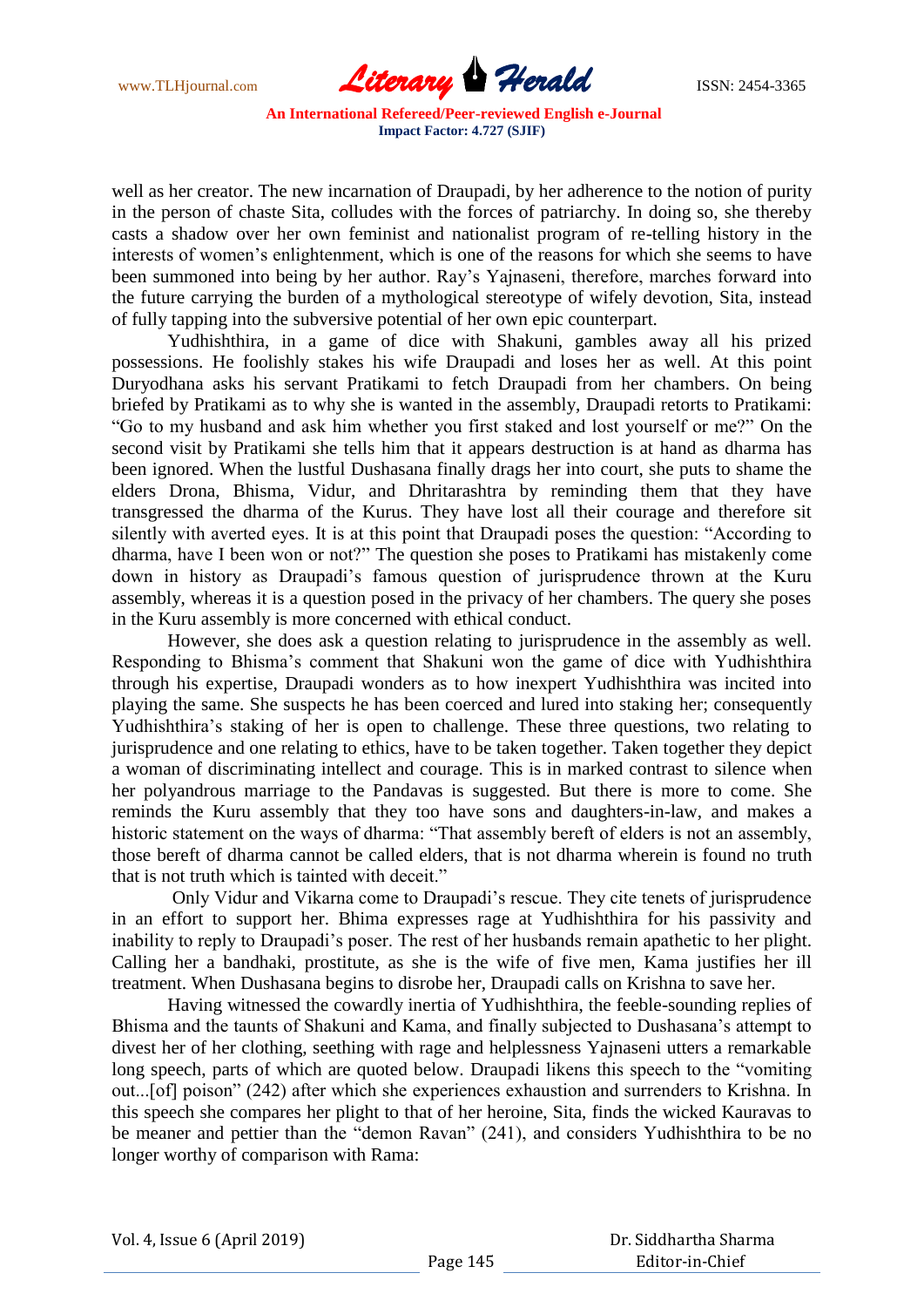well as her creator. The new incarnation of Draupadi, by her adherence to the notion of purity in the person of chaste Sita, colludes with the forces of patriarchy. In doing so, she thereby casts a shadow over her own feminist and nationalist program of re-telling history in the interests of women's enlightenment, which is one of the reasons for which she seems to have been summoned into being by her author. Ray's Yajnaseni, therefore, marches forward into the future carrying the burden of a mythological stereotype of wifely devotion, Sita, instead of fully tapping into the subversive potential of her own epic counterpart.

Yudhishthira, in a game of dice with Shakuni, gambles away all his prized possessions. He foolishly stakes his wife Draupadi and loses her as well. At this point Duryodhana asks his servant Pratikami to fetch Draupadi from her chambers. On being briefed by Pratikami as to why she is wanted in the assembly, Draupadi retorts to Pratikami: "Go to my husband and ask him whether you first staked and lost yourself or me?" On the second visit by Pratikami she tells him that it appears destruction is at hand as dharma has been ignored. When the lustful Dushasana finally drags her into court, she puts to shame the elders Drona, Bhisma, Vidur, and Dhritarashtra by reminding them that they have transgressed the dharma of the Kurus. They have lost all their courage and therefore sit silently with averted eyes. It is at this point that Draupadi poses the question: "According to dharma, have I been won or not?" The question she poses to Pratikami has mistakenly come down in history as Draupadi's famous question of jurisprudence thrown at the Kuru assembly, whereas it is a question posed in the privacy of her chambers. The query she poses in the Kuru assembly is more concerned with ethical conduct.

However, she does ask a question relating to jurisprudence in the assembly as well. Responding to Bhisma's comment that Shakuni won the game of dice with Yudhishthira through his expertise, Draupadi wonders as to how inexpert Yudhishthira was incited into playing the same. She suspects he has been coerced and lured into staking her; consequently Yudhishthira's staking of her is open to challenge. These three questions, two relating to jurisprudence and one relating to ethics, have to be taken together. Taken together they depict a woman of discriminating intellect and courage. This is in marked contrast to silence when her polyandrous marriage to the Pandavas is suggested. But there is more to come. She reminds the Kuru assembly that they too have sons and daughters-in-law, and makes a historic statement on the ways of dharma: "That assembly bereft of elders is not an assembly, those bereft of dharma cannot be called elders, that is not dharma wherein is found no truth that is not truth which is tainted with deceit."

Only Vidur and Vikarna come to Draupadi's rescue. They cite tenets of jurisprudence in an effort to support her. Bhima expresses rage at Yudhishthira for his passivity and inability to reply to Draupadi's poser. The rest of her husbands remain apathetic to her plight. Calling her a bandhaki, prostitute, as she is the wife of five men, Kama justifies her ill treatment. When Dushasana begins to disrobe her, Draupadi calls on Krishna to save her.

Having witnessed the cowardly inertia of Yudhishthira, the feeble-sounding replies of Bhisma and the taunts of Shakuni and Kama, and finally subjected to Dushasana's attempt to divest her of her clothing, seething with rage and helplessness Yajnaseni utters a remarkable long speech, parts of which are quoted below. Draupadi likens this speech to the "vomiting out...[of] poison" (242) after which she experiences exhaustion and surrenders to Krishna. In this speech she compares her plight to that of her heroine, Sita, finds the wicked Kauravas to be meaner and pettier than the "demon Ravan" (241), and considers Yudhishthira to be no longer worthy of comparison with Rama: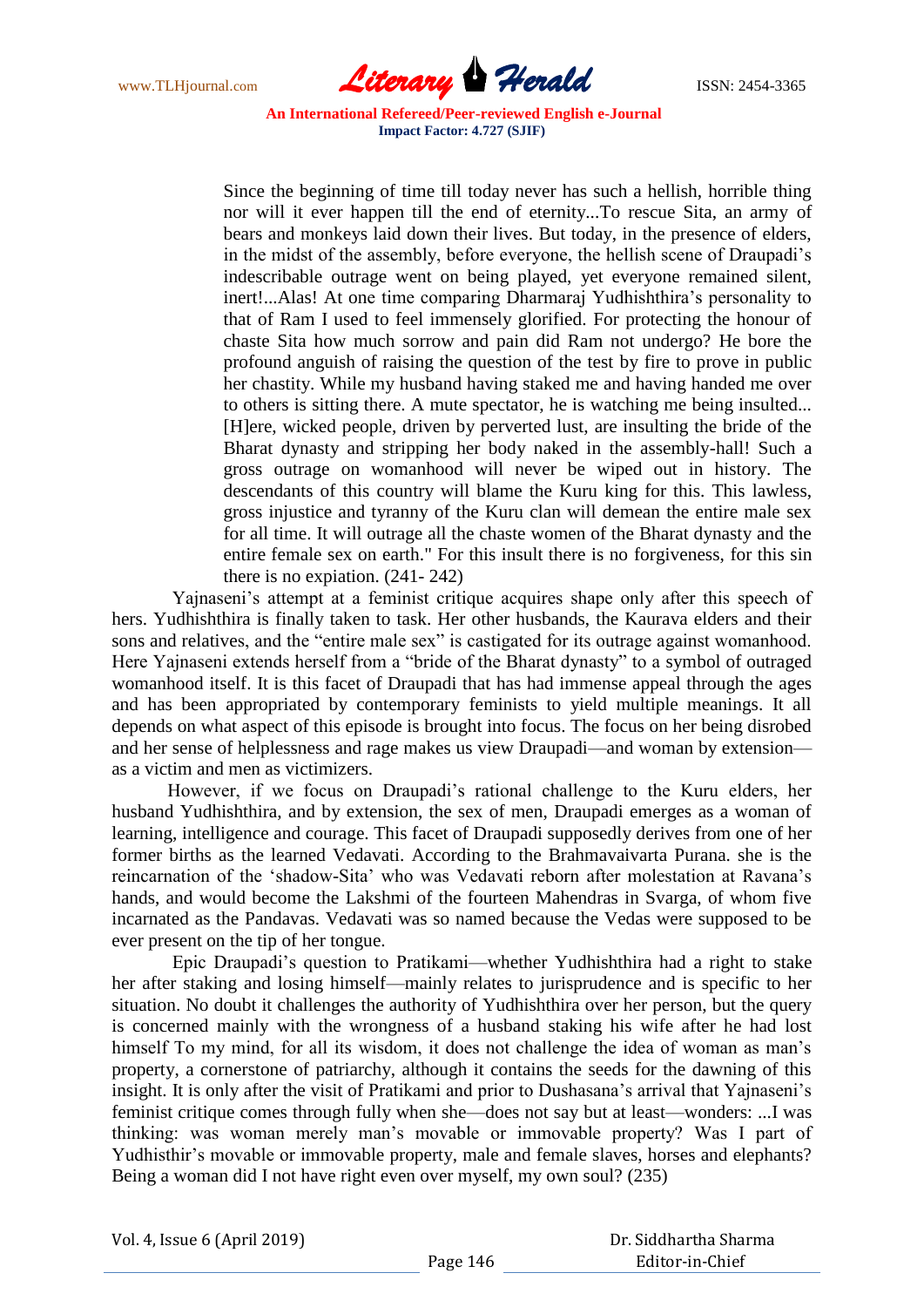> Since the beginning of time till today never has such a hellish, horrible thing nor will it ever happen till the end of eternity...To rescue Sita, an army of bears and monkeys laid down their lives. But today, in the presence of elders, in the midst of the assembly, before everyone, the hellish scene of Draupadi's indescribable outrage went on being played, yet everyone remained silent, inert!...Alas! At one time comparing Dharmaraj Yudhishthira's personality to that of Ram I used to feel immensely glorified. For protecting the honour of chaste Sita how much sorrow and pain did Ram not undergo? He bore the profound anguish of raising the question of the test by fire to prove in public her chastity. While my husband having staked me and having handed me over to others is sitting there. A mute spectator, he is watching me being insulted... [H]ere, wicked people, driven by perverted lust, are insulting the bride of the Bharat dynasty and stripping her body naked in the assembly-hall! Such a gross outrage on womanhood will never be wiped out in history. The descendants of this country will blame the Kuru king for this. This lawless, gross injustice and tyranny of the Kuru clan will demean the entire male sex for all time. It will outrage all the chaste women of the Bharat dynasty and the entire female sex on earth." For this insult there is no forgiveness, for this sin there is no expiation. (241- 242)

Yajnaseni's attempt at a feminist critique acquires shape only after this speech of hers. Yudhishthira is finally taken to task. Her other husbands, the Kaurava elders and their sons and relatives, and the "entire male sex" is castigated for its outrage against womanhood. Here Yajnaseni extends herself from a "bride of the Bharat dynasty" to a symbol of outraged womanhood itself. It is this facet of Draupadi that has had immense appeal through the ages and has been appropriated by contemporary feminists to yield multiple meanings. It all depends on what aspect of this episode is brought into focus. The focus on her being disrobed and her sense of helplessness and rage makes us view Draupadi—and woman by extension—as a victim and men as victimizers.

However, if we focus on Draupadi's rational challenge to the Kuru elders, her husband Yudhishthira, and by extension, the sex of men, Draupadi emerges as a woman of learning, intelligence and courage. This facet of Draupadi supposedly derives from one of her former births as the learned Vedavati. According to the Brahmavaivarta Purana. she is the reincarnation of the 'shadow-Sita' who was Vedavati reborn after molestation at Ravana's hands, and would become the Lakshmi of the fourteen Mahendras in Svarga, of whom five incarnated as the Pandavas. Vedavati was so named because the Vedas were supposed to be ever present on the tip of her tongue.

Epic Draupadi's question to Pratikami—whether Yudhishthira had a right to stake her after staking and losing himself—mainly relates to jurisprudence and is specific to her situation. No doubt it challenges the authority of Yudhishthira over her person, but the query is concerned mainly with the wrongness of a husband staking his wife after he had lost himself To my mind, for all its wisdom, it does not challenge the idea of woman as man's property, a cornerstone of patriarchy, although it contains the seeds for the dawning of this insight. It is only after the visit of Pratikami and prior to Dushasana's arrival that Yajnaseni's feminist critique comes through fully when she—does not say but at least—wonders: ...I was thinking: was woman merely man's movable or immovable property? Was I part of Yudhisthir's movable or immovable property, male and female slaves, horses and elephants? Being a woman did I not have right even over myself, my own soul? (235)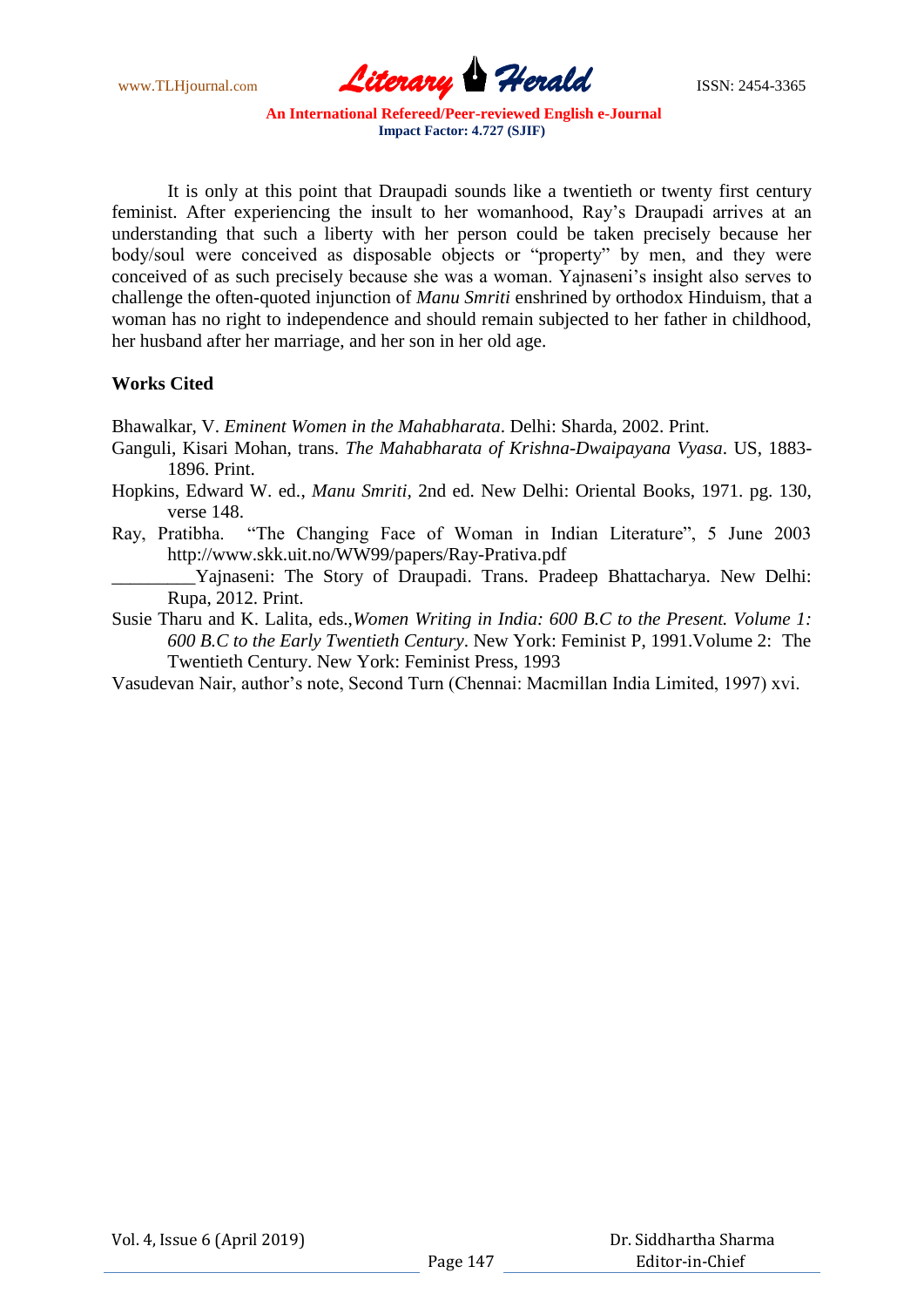It is only at this point that Draupadi sounds like a twentieth or twenty first century feminist. After experiencing the insult to her womanhood, Ray's Draupadi arrives at an understanding that such a liberty with her person could be taken precisely because her body/soul were conceived as disposable objects or "property" by men, and they were conceived of as such precisely because she was a woman. Yajnaseni's insight also serves to challenge the often-quoted injunction of *Manu Smriti* enshrined by orthodox Hinduism, that a woman has no right to independence and should remain subjected to her father in childhood, her husband after her marriage, and her son in her old age.

**Works Cited**

Bhawalkar, V. *Eminent Women in the Mahabharata*. Delhi: Sharda, 2002. Print.

Ganguli, Kisari Mohan, trans. *The Mahabharata of Krishna-Dwaipayana Vyasa*. US, 1883-1896. Print.

Hopkins, Edward W. ed., *Manu Smriti*, 2nd ed. New Delhi: Oriental Books, 1971. pg. 130, verse 148.

Ray, Pratibha. "The Changing Face of Woman in Indian Literature", 5 June 2003 http://www.skk.uit.no/WW99/papers/Ray-Prativa.pdf

_________Yajnaseni: The Story of Draupadi. Trans. Pradeep Bhattacharya. New Delhi: Rupa, 2012. Print.

Susie Tharu and K. Lalita, eds.,*Women Writing in India: 600 B.C to the Present. Volume 1: 600 B.C to the Early Twentieth Century*. New York: Feminist P, 1991.Volume 2: The Twentieth Century. New York: Feminist Press, 1993

Vasudevan Nair, author's note, Second Turn (Chennai: Macmillan India Limited, 1997) xvi.